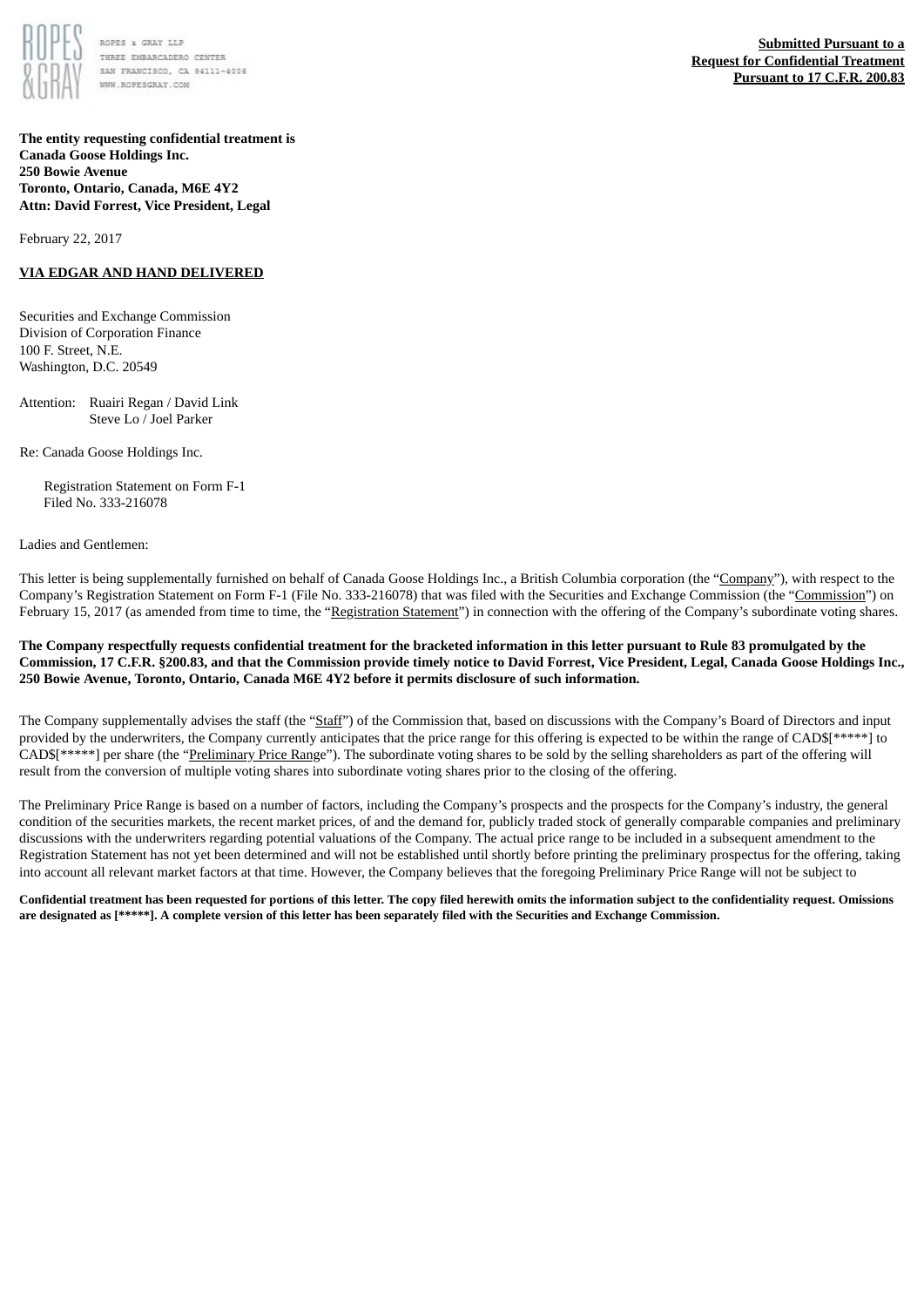ROPES & GRAY LLP
THREE EMBARCADERO CENTER
SAN FRANCISCO, CA 94111-4006
WWW.ROPESGRAY.COM

**Submitted Pursuant to a**
**Request for Confidential Treatment**
**Pursuant to 17 C.F.R. 200.83**

**The entity requesting confidential treatment is**
**Canada Goose Holdings Inc.**
**250 Bowie Avenue**
**Toronto, Ontario, Canada, M6E 4Y2**
**Attn: David Forrest, Vice President, Legal**

February 22, 2017

**VIA EDGAR AND HAND DELIVERED**

Securities and Exchange Commission
Division of Corporation Finance
100 F. Street, N.E.
Washington, D.C. 20549

Attention: Ruairi Regan / David Link
Steve Lo / Joel Parker

Re: Canada Goose Holdings Inc.

Registration Statement on Form F-1
Filed No. 333-216078

Ladies and Gentlemen:

This letter is being supplementally furnished on behalf of Canada Goose Holdings Inc., a British Columbia corporation (the "Company"), with respect to the Company's Registration Statement on Form F-1 (File No. 333-216078) that was filed with the Securities and Exchange Commission (the "Commission") on February 15, 2017 (as amended from time to time, the "Registration Statement") in connection with the offering of the Company's subordinate voting shares.

**The Company respectfully requests confidential treatment for the bracketed information in this letter pursuant to Rule 83 promulgated by the Commission, 17 C.F.R. §200.83, and that the Commission provide timely notice to David Forrest, Vice President, Legal, Canada Goose Holdings Inc., 250 Bowie Avenue, Toronto, Ontario, Canada M6E 4Y2 before it permits disclosure of such information.**

The Company supplementally advises the staff (the "Staff") of the Commission that, based on discussions with the Company's Board of Directors and input provided by the underwriters, the Company currently anticipates that the price range for this offering is expected to be within the range of CAD$[*****] to CAD$[*****] per share (the "Preliminary Price Range"). The subordinate voting shares to be sold by the selling shareholders as part of the offering will result from the conversion of multiple voting shares into subordinate voting shares prior to the closing of the offering.

The Preliminary Price Range is based on a number of factors, including the Company's prospects and the prospects for the Company's industry, the general condition of the securities markets, the recent market prices, of and the demand for, publicly traded stock of generally comparable companies and preliminary discussions with the underwriters regarding potential valuations of the Company. The actual price range to be included in a subsequent amendment to the Registration Statement has not yet been determined and will not be established until shortly before printing the preliminary prospectus for the offering, taking into account all relevant market factors at that time. However, the Company believes that the foregoing Preliminary Price Range will not be subject to

**Confidential treatment has been requested for portions of this letter. The copy filed herewith omits the information subject to the confidentiality request. Omissions are designated as [*****]. A complete version of this letter has been separately filed with the Securities and Exchange Commission.**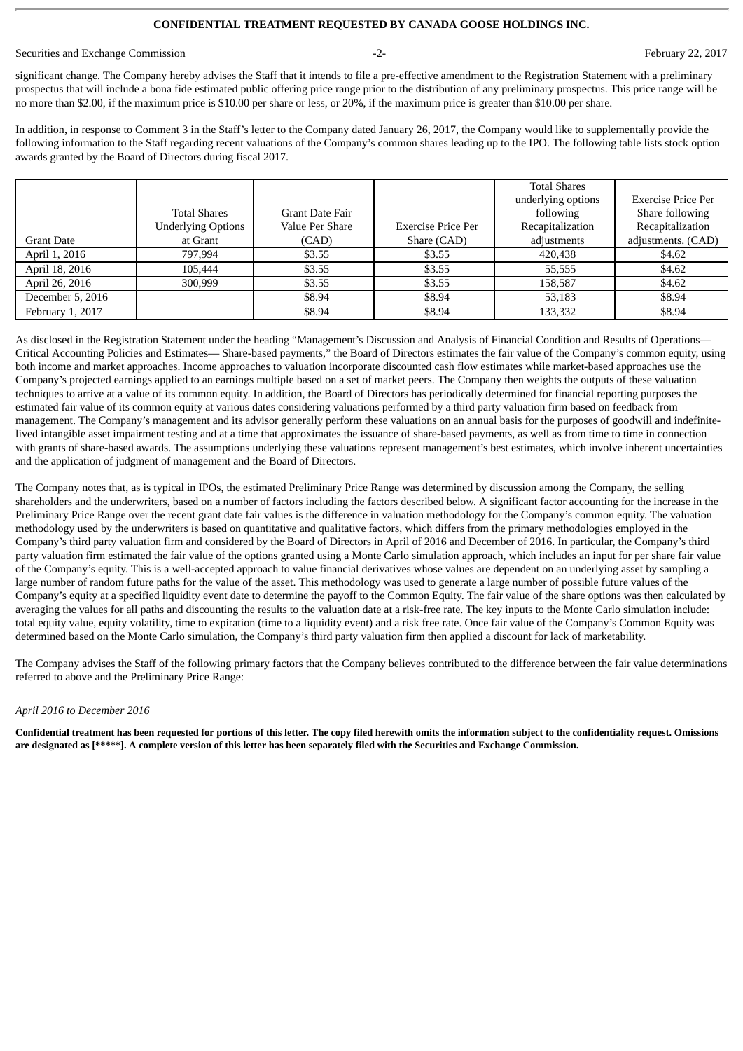significant change. The Company hereby advises the Staff that it intends to file a pre-effective amendment to the Registration Statement with a preliminary prospectus that will include a bona fide estimated public offering price range prior to the distribution of any preliminary prospectus. This price range will be no more than $2.00, if the maximum price is $10.00 per share or less, or 20%, if the maximum price is greater than $10.00 per share.

In addition, in response to Comment 3 in the Staff's letter to the Company dated January 26, 2017, the Company would like to supplementally provide the following information to the Staff regarding recent valuations of the Company's common shares leading up to the IPO. The following table lists stock option awards granted by the Board of Directors during fiscal 2017.

| Grant Date | Total Shares Underlying Options at Grant | Grant Date Fair Value Per Share (CAD) | Exercise Price Per Share (CAD) | Total Shares underlying options following Recapitalization adjustments | Exercise Price Per Share following Recapitalization adjustments. (CAD) |
|---|---|---|---|---|---|
| April 1, 2016 | 797,994 | $3.55 | $3.55 | 420,438 | $4.62 |
| April 18, 2016 | 105,444 | $3.55 | $3.55 | 55,555 | $4.62 |
| April 26, 2016 | 300,999 | $3.55 | $3.55 | 158,587 | $4.62 |
| December 5, 2016 | | $8.94 | $8.94 | 53,183 | $8.94 |
| February 1, 2017 | | $8.94 | $8.94 | 133,332 | $8.94 |

As disclosed in the Registration Statement under the heading "Management's Discussion and Analysis of Financial Condition and Results of Operations—Critical Accounting Policies and Estimates— Share-based payments," the Board of Directors estimates the fair value of the Company's common equity, using both income and market approaches. Income approaches to valuation incorporate discounted cash flow estimates while market-based approaches use the Company's projected earnings applied to an earnings multiple based on a set of market peers. The Company then weights the outputs of these valuation techniques to arrive at a value of its common equity. In addition, the Board of Directors has periodically determined for financial reporting purposes the estimated fair value of its common equity at various dates considering valuations performed by a third party valuation firm based on feedback from management. The Company's management and its advisor generally perform these valuations on an annual basis for the purposes of goodwill and indefinite-lived intangible asset impairment testing and at a time that approximates the issuance of share-based payments, as well as from time to time in connection with grants of share-based awards. The assumptions underlying these valuations represent management's best estimates, which involve inherent uncertainties and the application of judgment of management and the Board of Directors.

The Company notes that, as is typical in IPOs, the estimated Preliminary Price Range was determined by discussion among the Company, the selling shareholders and the underwriters, based on a number of factors including the factors described below. A significant factor accounting for the increase in the Preliminary Price Range over the recent grant date fair values is the difference in valuation methodology for the Company's common equity. The valuation methodology used by the underwriters is based on quantitative and qualitative factors, which differs from the primary methodologies employed in the Company's third party valuation firm and considered by the Board of Directors in April of 2016 and December of 2016. In particular, the Company's third party valuation firm estimated the fair value of the options granted using a Monte Carlo simulation approach, which includes an input for per share fair value of the Company's equity. This is a well-accepted approach to value financial derivatives whose values are dependent on an underlying asset by sampling a large number of random future paths for the value of the asset. This methodology was used to generate a large number of possible future values of the Company's equity at a specified liquidity event date to determine the payoff to the Common Equity. The fair value of the share options was then calculated by averaging the values for all paths and discounting the results to the valuation date at a risk-free rate. The key inputs to the Monte Carlo simulation include: total equity value, equity volatility, time to expiration (time to a liquidity event) and a risk free rate. Once fair value of the Company's Common Equity was determined based on the Monte Carlo simulation, the Company's third party valuation firm then applied a discount for lack of marketability.

The Company advises the Staff of the following primary factors that the Company believes contributed to the difference between the fair value determinations referred to above and the Preliminary Price Range:

*April 2016 to December 2016*

**Confidential treatment has been requested for portions of this letter. The copy filed herewith omits the information subject to the confidentiality request. Omissions are designated as [*****]. A complete version of this letter has been separately filed with the Securities and Exchange Commission.**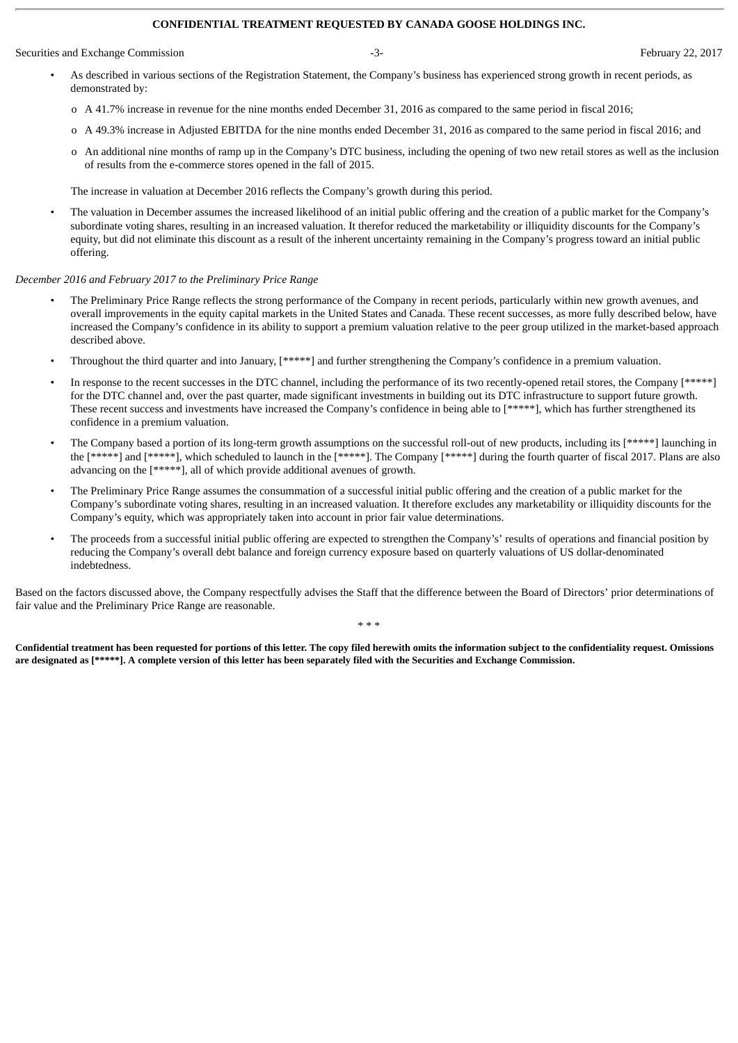**CONFIDENTIAL TREATMENT REQUESTED BY CANADA GOOSE HOLDINGS INC.**

- As described in various sections of the Registration Statement, the Company's business has experienced strong growth in recent periods, as demonstrated by:
  - A 41.7% increase in revenue for the nine months ended December 31, 2016 as compared to the same period in fiscal 2016;
  - A 49.3% increase in Adjusted EBITDA for the nine months ended December 31, 2016 as compared to the same period in fiscal 2016; and
  - An additional nine months of ramp up in the Company's DTC business, including the opening of two new retail stores as well as the inclusion of results from the e-commerce stores opened in the fall of 2015.

  The increase in valuation at December 2016 reflects the Company's growth during this period.

- The valuation in December assumes the increased likelihood of an initial public offering and the creation of a public market for the Company's subordinate voting shares, resulting in an increased valuation. It therefor reduced the marketability or illiquidity discounts for the Company's equity, but did not eliminate this discount as a result of the inherent uncertainty remaining in the Company's progress toward an initial public offering.

*December 2016 and February 2017 to the Preliminary Price Range*

- The Preliminary Price Range reflects the strong performance of the Company in recent periods, particularly within new growth avenues, and overall improvements in the equity capital markets in the United States and Canada. These recent successes, as more fully described below, have increased the Company's confidence in its ability to support a premium valuation relative to the peer group utilized in the market-based approach described above.
- Throughout the third quarter and into January, [*****] and further strengthening the Company's confidence in a premium valuation.
- In response to the recent successes in the DTC channel, including the performance of its two recently-opened retail stores, the Company [*****] for the DTC channel and, over the past quarter, made significant investments in building out its DTC infrastructure to support future growth. These recent success and investments have increased the Company's confidence in being able to [*****], which has further strengthened its confidence in a premium valuation.
- The Company based a portion of its long-term growth assumptions on the successful roll-out of new products, including its [*****] launching in the [*****] and [*****], which scheduled to launch in the [*****]. The Company [*****] during the fourth quarter of fiscal 2017. Plans are also advancing on the [*****], all of which provide additional avenues of growth.
- The Preliminary Price Range assumes the consummation of a successful initial public offering and the creation of a public market for the Company's subordinate voting shares, resulting in an increased valuation. It therefore excludes any marketability or illiquidity discounts for the Company's equity, which was appropriately taken into account in prior fair value determinations.
- The proceeds from a successful initial public offering are expected to strengthen the Company's' results of operations and financial position by reducing the Company's overall debt balance and foreign currency exposure based on quarterly valuations of US dollar-denominated indebtedness.

Based on the factors discussed above, the Company respectfully advises the Staff that the difference between the Board of Directors' prior determinations of fair value and the Preliminary Price Range are reasonable.

\* \* \*

**Confidential treatment has been requested for portions of this letter. The copy filed herewith omits the information subject to the confidentiality request. Omissions are designated as [*****]. A complete version of this letter has been separately filed with the Securities and Exchange Commission.**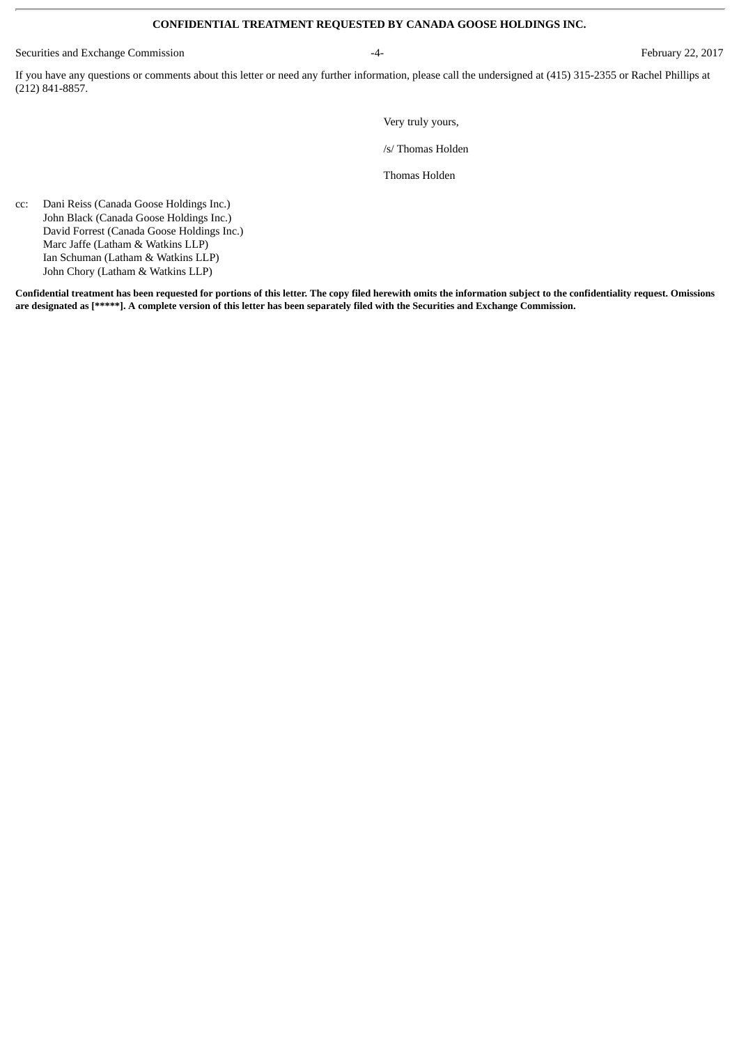If you have any questions or comments about this letter or need any further information, please call the undersigned at (415) 315-2355 or Rachel Phillips at (212) 841-8857.

Very truly yours,

/s/ Thomas Holden

Thomas Holden

cc: Dani Reiss (Canada Goose Holdings Inc.)
John Black (Canada Goose Holdings Inc.)
David Forrest (Canada Goose Holdings Inc.)
Marc Jaffe (Latham & Watkins LLP)
Ian Schuman (Latham & Watkins LLP)
John Chory (Latham & Watkins LLP)

**Confidential treatment has been requested for portions of this letter. The copy filed herewith omits the information subject to the confidentiality request. Omissions are designated as [*****]. A complete version of this letter has been separately filed with the Securities and Exchange Commission.**